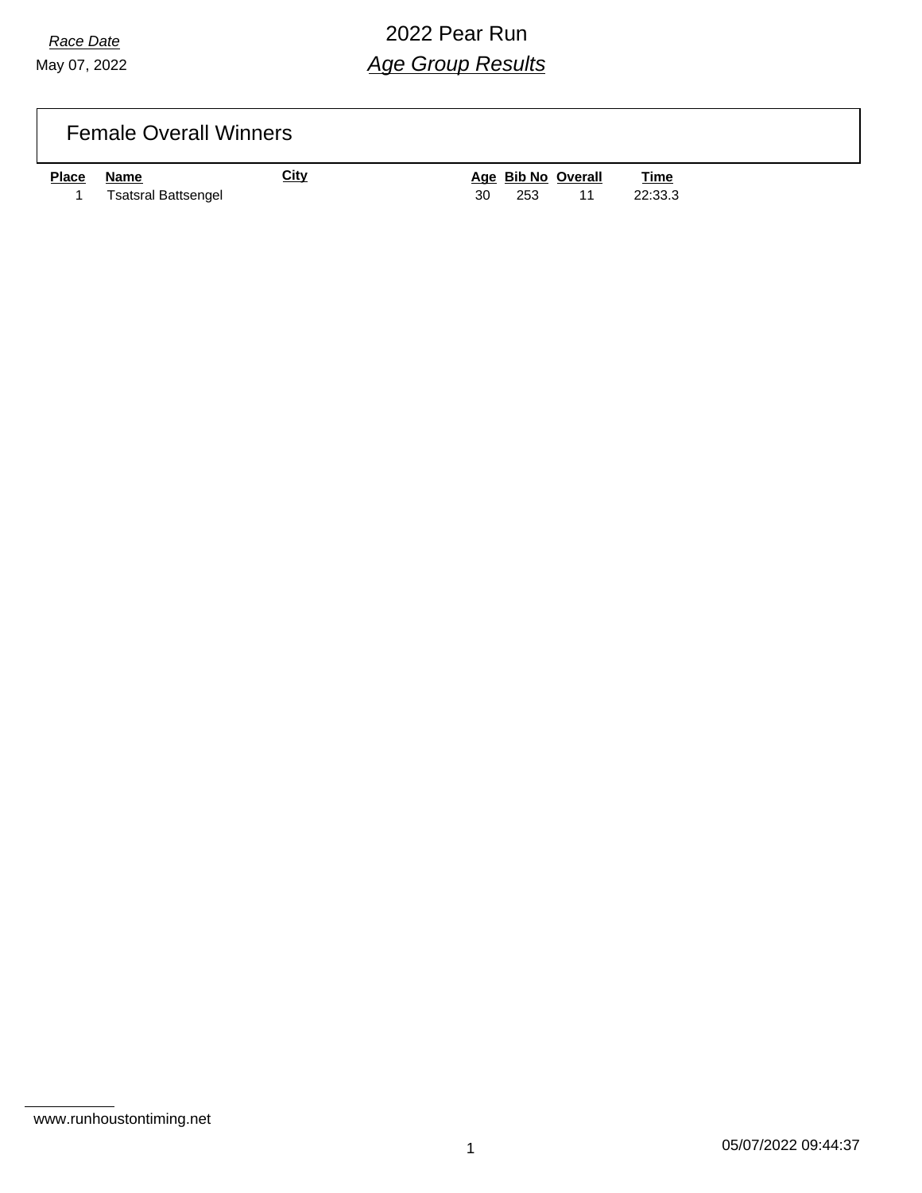*Race Date*

May 07, 2022

# 2022 Pear Run

## *Age Group Results*

### Female Overall Winners

| Place | Name | City | Age | Bib No | Overall | Time |
|---|---|---|---|---|---|---|
| 1 | Tsatsral Battsengel | | 30 | 253 | 11 | 22:33.3 |

www.runhoustontiming.net

05/07/2022 09:44:37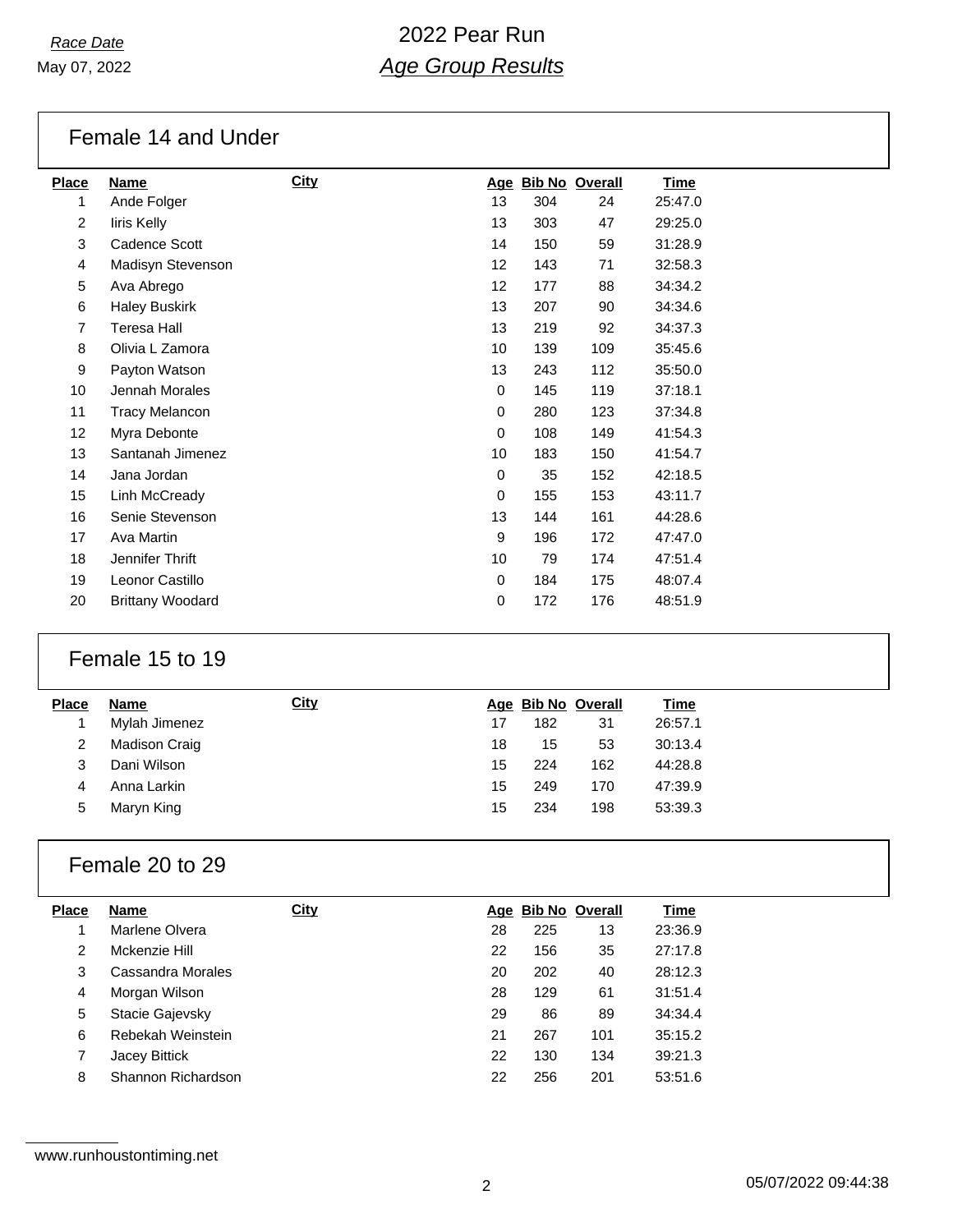*Race Date*
May 07, 2022

# 2022 Pear Run
## *Age Group Results*

### Female 14 and Under

| Place | Name | City | Age | Bib No | Overall | Time |
|---|---|---|---|---|---|---|
| 1 | Ande Folger | | 13 | 304 | 24 | 25:47.0 |
| 2 | Iiris Kelly | | 13 | 303 | 47 | 29:25.0 |
| 3 | Cadence Scott | | 14 | 150 | 59 | 31:28.9 |
| 4 | Madisyn Stevenson | | 12 | 143 | 71 | 32:58.3 |
| 5 | Ava Abrego | | 12 | 177 | 88 | 34:34.2 |
| 6 | Haley Buskirk | | 13 | 207 | 90 | 34:34.6 |
| 7 | Teresa Hall | | 13 | 219 | 92 | 34:37.3 |
| 8 | Olivia L Zamora | | 10 | 139 | 109 | 35:45.6 |
| 9 | Payton Watson | | 13 | 243 | 112 | 35:50.0 |
| 10 | Jennah Morales | | 0 | 145 | 119 | 37:18.1 |
| 11 | Tracy Melancon | | 0 | 280 | 123 | 37:34.8 |
| 12 | Myra Debonte | | 0 | 108 | 149 | 41:54.3 |
| 13 | Santanah Jimenez | | 10 | 183 | 150 | 41:54.7 |
| 14 | Jana Jordan | | 0 | 35 | 152 | 42:18.5 |
| 15 | Linh McCready | | 0 | 155 | 153 | 43:11.7 |
| 16 | Senie Stevenson | | 13 | 144 | 161 | 44:28.6 |
| 17 | Ava Martin | | 9 | 196 | 172 | 47:47.0 |
| 18 | Jennifer Thrift | | 10 | 79 | 174 | 47:51.4 |
| 19 | Leonor Castillo | | 0 | 184 | 175 | 48:07.4 |
| 20 | Brittany Woodard | | 0 | 172 | 176 | 48:51.9 |

### Female 15 to 19

| Place | Name | City | Age | Bib No | Overall | Time |
|---|---|---|---|---|---|---|
| 1 | Mylah Jimenez | | 17 | 182 | 31 | 26:57.1 |
| 2 | Madison Craig | | 18 | 15 | 53 | 30:13.4 |
| 3 | Dani Wilson | | 15 | 224 | 162 | 44:28.8 |
| 4 | Anna Larkin | | 15 | 249 | 170 | 47:39.9 |
| 5 | Maryn King | | 15 | 234 | 198 | 53:39.3 |

### Female 20 to 29

| Place | Name | City | Age | Bib No | Overall | Time |
|---|---|---|---|---|---|---|
| 1 | Marlene Olvera | | 28 | 225 | 13 | 23:36.9 |
| 2 | Mckenzie Hill | | 22 | 156 | 35 | 27:17.8 |
| 3 | Cassandra Morales | | 20 | 202 | 40 | 28:12.3 |
| 4 | Morgan Wilson | | 28 | 129 | 61 | 31:51.4 |
| 5 | Stacie Gajevsky | | 29 | 86 | 89 | 34:34.4 |
| 6 | Rebekah Weinstein | | 21 | 267 | 101 | 35:15.2 |
| 7 | Jacey Bittick | | 22 | 130 | 134 | 39:21.3 |
| 8 | Shannon Richardson | | 22 | 256 | 201 | 53:51.6 |

www.runhoustontiming.net

05/07/2022 09:44:38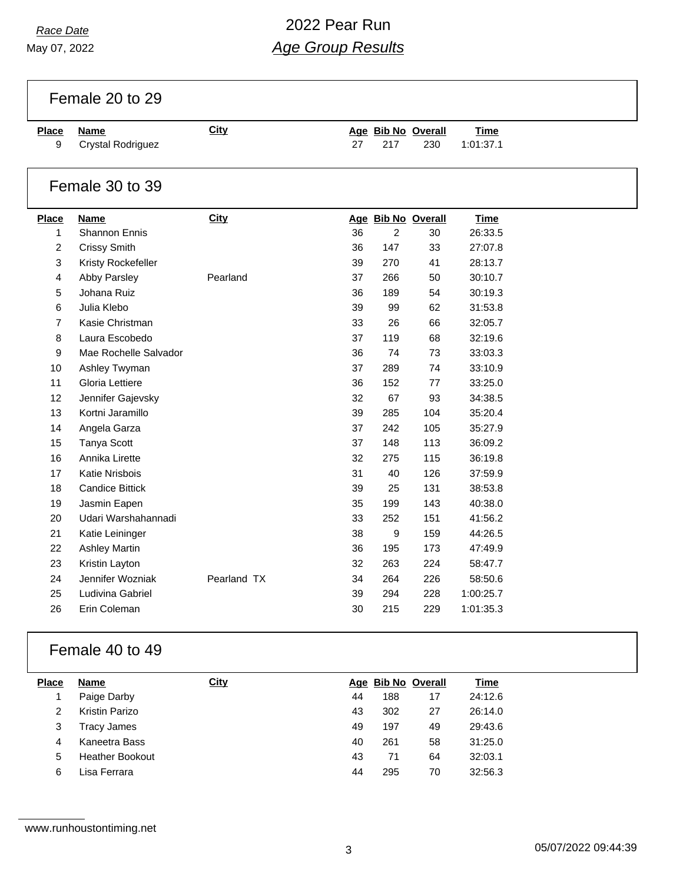## Female 20 to 29

| Place | Name | City | Age | Bib No | Overall | Time |
|---|---|---|---|---|---|---|
| 9 | Crystal Rodriguez | | 27 | 217 | 230 | 1:01:37.1 |

## Female 30 to 39

| Place | Name | City | Age | Bib No | Overall | Time |
|---|---|---|---|---|---|---|
| 1 | Shannon Ennis | | 36 | 2 | 30 | 26:33.5 |
| 2 | Crissy Smith | | 36 | 147 | 33 | 27:07.8 |
| 3 | Kristy Rockefeller | | 39 | 270 | 41 | 28:13.7 |
| 4 | Abby Parsley | Pearland | 37 | 266 | 50 | 30:10.7 |
| 5 | Johana Ruiz | | 36 | 189 | 54 | 30:19.3 |
| 6 | Julia Klebo | | 39 | 99 | 62 | 31:53.8 |
| 7 | Kasie Christman | | 33 | 26 | 66 | 32:05.7 |
| 8 | Laura Escobedo | | 37 | 119 | 68 | 32:19.6 |
| 9 | Mae Rochelle Salvador | | 36 | 74 | 73 | 33:03.3 |
| 10 | Ashley Twyman | | 37 | 289 | 74 | 33:10.9 |
| 11 | Gloria Lettiere | | 36 | 152 | 77 | 33:25.0 |
| 12 | Jennifer Gajevsky | | 32 | 67 | 93 | 34:38.5 |
| 13 | Kortni Jaramillo | | 39 | 285 | 104 | 35:20.4 |
| 14 | Angela Garza | | 37 | 242 | 105 | 35:27.9 |
| 15 | Tanya Scott | | 37 | 148 | 113 | 36:09.2 |
| 16 | Annika Lirette | | 32 | 275 | 115 | 36:19.8 |
| 17 | Katie Nrisbois | | 31 | 40 | 126 | 37:59.9 |
| 18 | Candice Bittick | | 39 | 25 | 131 | 38:53.8 |
| 19 | Jasmin Eapen | | 35 | 199 | 143 | 40:38.0 |
| 20 | Udari Warshahannadi | | 33 | 252 | 151 | 41:56.2 |
| 21 | Katie Leininger | | 38 | 9 | 159 | 44:26.5 |
| 22 | Ashley Martin | | 36 | 195 | 173 | 47:49.9 |
| 23 | Kristin Layton | | 32 | 263 | 224 | 58:47.7 |
| 24 | Jennifer Wozniak | Pearland TX | 34 | 264 | 226 | 58:50.6 |
| 25 | Ludivina Gabriel | | 39 | 294 | 228 | 1:00:25.7 |
| 26 | Erin Coleman | | 30 | 215 | 229 | 1:01:35.3 |

## Female 40 to 49

| Place | Name | City | Age | Bib No | Overall | Time |
|---|---|---|---|---|---|---|
| 1 | Paige Darby | | 44 | 188 | 17 | 24:12.6 |
| 2 | Kristin Parizo | | 43 | 302 | 27 | 26:14.0 |
| 3 | Tracy James | | 49 | 197 | 49 | 29:43.6 |
| 4 | Kaneetra Bass | | 40 | 261 | 58 | 31:25.0 |
| 5 | Heather Bookout | | 43 | 71 | 64 | 32:03.1 |
| 6 | Lisa Ferrara | | 44 | 295 | 70 | 32:56.3 |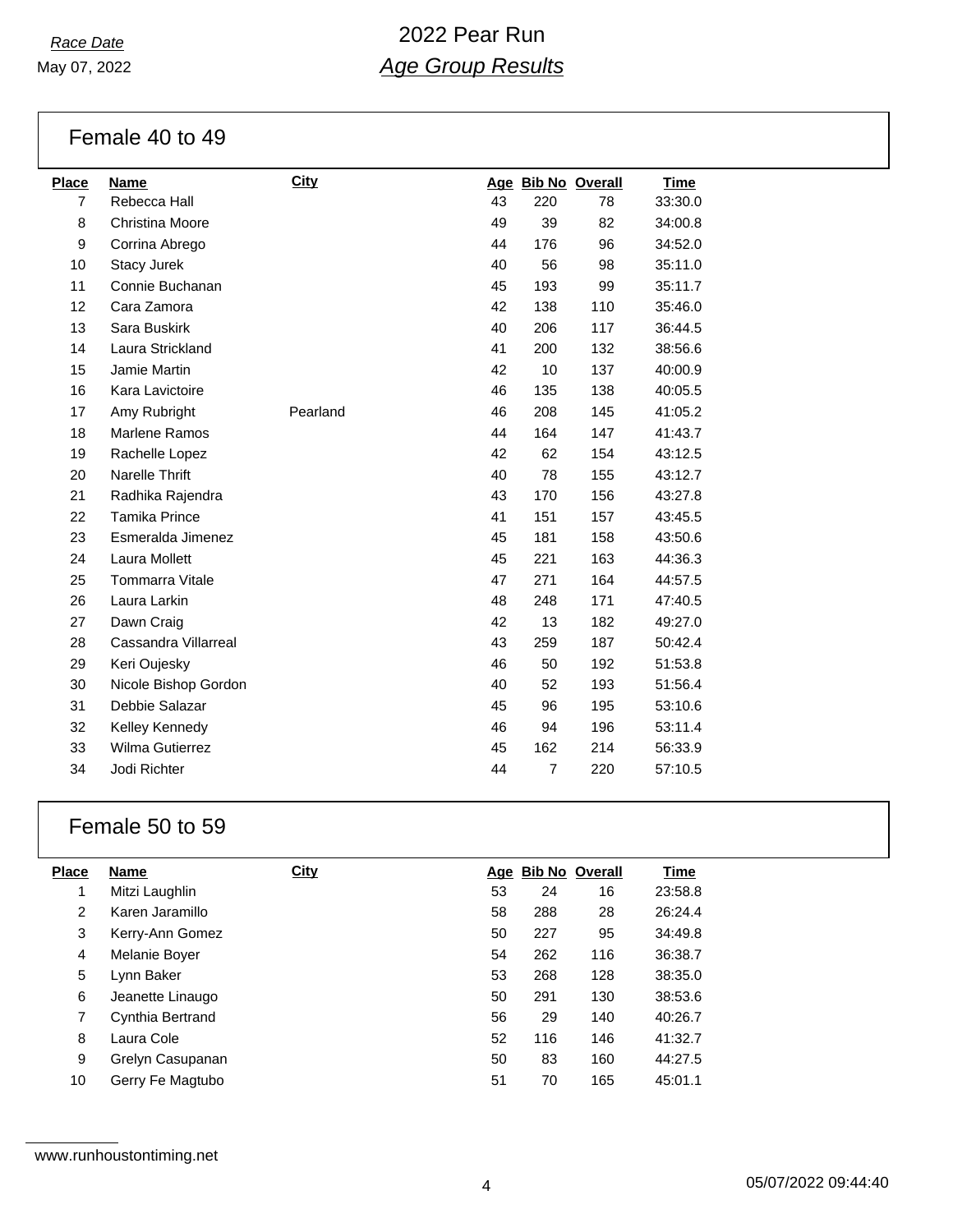# 2022 Pear Run

## *Age Group Results*

*Race Date*

May 07, 2022

### Female 40 to 49

| Place | Name | City | Age | Bib No | Overall | Time |
|---|---|---|---|---|---|---|
| 7 | Rebecca Hall | | 43 | 220 | 78 | 33:30.0 |
| 8 | Christina Moore | | 49 | 39 | 82 | 34:00.8 |
| 9 | Corrina Abrego | | 44 | 176 | 96 | 34:52.0 |
| 10 | Stacy Jurek | | 40 | 56 | 98 | 35:11.0 |
| 11 | Connie Buchanan | | 45 | 193 | 99 | 35:11.7 |
| 12 | Cara Zamora | | 42 | 138 | 110 | 35:46.0 |
| 13 | Sara Buskirk | | 40 | 206 | 117 | 36:44.5 |
| 14 | Laura Strickland | | 41 | 200 | 132 | 38:56.6 |
| 15 | Jamie Martin | | 42 | 10 | 137 | 40:00.9 |
| 16 | Kara Lavictoire | | 46 | 135 | 138 | 40:05.5 |
| 17 | Amy Rubright | Pearland | 46 | 208 | 145 | 41:05.2 |
| 18 | Marlene Ramos | | 44 | 164 | 147 | 41:43.7 |
| 19 | Rachelle Lopez | | 42 | 62 | 154 | 43:12.5 |
| 20 | Narelle Thrift | | 40 | 78 | 155 | 43:12.7 |
| 21 | Radhika Rajendra | | 43 | 170 | 156 | 43:27.8 |
| 22 | Tamika Prince | | 41 | 151 | 157 | 43:45.5 |
| 23 | Esmeralda Jimenez | | 45 | 181 | 158 | 43:50.6 |
| 24 | Laura Mollett | | 45 | 221 | 163 | 44:36.3 |
| 25 | Tommarra Vitale | | 47 | 271 | 164 | 44:57.5 |
| 26 | Laura Larkin | | 48 | 248 | 171 | 47:40.5 |
| 27 | Dawn Craig | | 42 | 13 | 182 | 49:27.0 |
| 28 | Cassandra Villarreal | | 43 | 259 | 187 | 50:42.4 |
| 29 | Keri Oujesky | | 46 | 50 | 192 | 51:53.8 |
| 30 | Nicole Bishop Gordon | | 40 | 52 | 193 | 51:56.4 |
| 31 | Debbie Salazar | | 45 | 96 | 195 | 53:10.6 |
| 32 | Kelley Kennedy | | 46 | 94 | 196 | 53:11.4 |
| 33 | Wilma Gutierrez | | 45 | 162 | 214 | 56:33.9 |
| 34 | Jodi Richter | | 44 | 7 | 220 | 57:10.5 |

### Female 50 to 59

| Place | Name | City | Age | Bib No | Overall | Time |
|---|---|---|---|---|---|---|
| 1 | Mitzi Laughlin | | 53 | 24 | 16 | 23:58.8 |
| 2 | Karen Jaramillo | | 58 | 288 | 28 | 26:24.4 |
| 3 | Kerry-Ann Gomez | | 50 | 227 | 95 | 34:49.8 |
| 4 | Melanie Boyer | | 54 | 262 | 116 | 36:38.7 |
| 5 | Lynn Baker | | 53 | 268 | 128 | 38:35.0 |
| 6 | Jeanette Linaugo | | 50 | 291 | 130 | 38:53.6 |
| 7 | Cynthia Bertrand | | 56 | 29 | 140 | 40:26.7 |
| 8 | Laura Cole | | 52 | 116 | 146 | 41:32.7 |
| 9 | Grelyn Casupanan | | 50 | 83 | 160 | 44:27.5 |
| 10 | Gerry Fe Magtubo | | 51 | 70 | 165 | 45:01.1 |

www.runhoustontiming.net

05/07/2022 09:44:40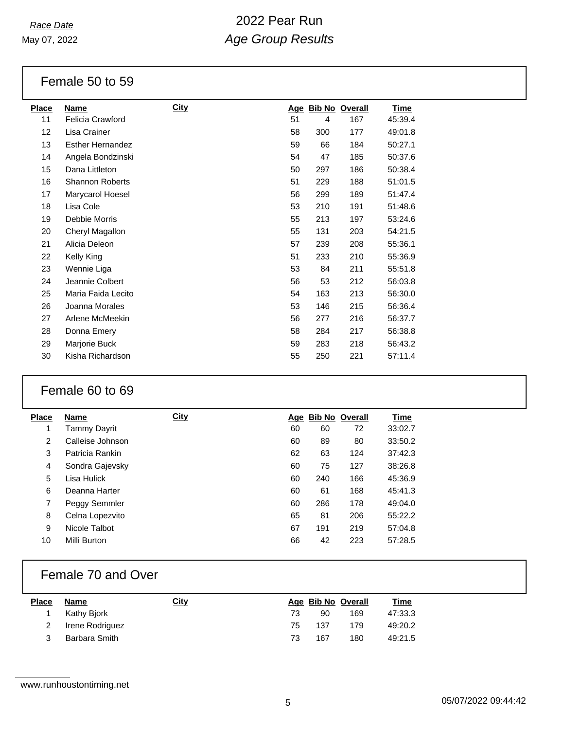## Female 50 to 59

| Place | Name | City | Age | Bib No | Overall | Time |
|---|---|---|---|---|---|---|
| 11 | Felicia Crawford | | 51 | 4 | 167 | 45:39.4 |
| 12 | Lisa Crainer | | 58 | 300 | 177 | 49:01.8 |
| 13 | Esther Hernandez | | 59 | 66 | 184 | 50:27.1 |
| 14 | Angela Bondzinski | | 54 | 47 | 185 | 50:37.6 |
| 15 | Dana Littleton | | 50 | 297 | 186 | 50:38.4 |
| 16 | Shannon Roberts | | 51 | 229 | 188 | 51:01.5 |
| 17 | Marycarol Hoesel | | 56 | 299 | 189 | 51:47.4 |
| 18 | Lisa Cole | | 53 | 210 | 191 | 51:48.6 |
| 19 | Debbie Morris | | 55 | 213 | 197 | 53:24.6 |
| 20 | Cheryl Magallon | | 55 | 131 | 203 | 54:21.5 |
| 21 | Alicia Deleon | | 57 | 239 | 208 | 55:36.1 |
| 22 | Kelly King | | 51 | 233 | 210 | 55:36.9 |
| 23 | Wennie Liga | | 53 | 84 | 211 | 55:51.8 |
| 24 | Jeannie Colbert | | 56 | 53 | 212 | 56:03.8 |
| 25 | Maria Faida Lecito | | 54 | 163 | 213 | 56:30.0 |
| 26 | Joanna Morales | | 53 | 146 | 215 | 56:36.4 |
| 27 | Arlene McMeekin | | 56 | 277 | 216 | 56:37.7 |
| 28 | Donna Emery | | 58 | 284 | 217 | 56:38.8 |
| 29 | Marjorie Buck | | 59 | 283 | 218 | 56:43.2 |
| 30 | Kisha Richardson | | 55 | 250 | 221 | 57:11.4 |

## Female 60 to 69

| Place | Name | City | Age | Bib No | Overall | Time |
|---|---|---|---|---|---|---|
| 1 | Tammy Dayrit | | 60 | 60 | 72 | 33:02.7 |
| 2 | Calleise Johnson | | 60 | 89 | 80 | 33:50.2 |
| 3 | Patricia Rankin | | 62 | 63 | 124 | 37:42.3 |
| 4 | Sondra Gajevsky | | 60 | 75 | 127 | 38:26.8 |
| 5 | Lisa Hulick | | 60 | 240 | 166 | 45:36.9 |
| 6 | Deanna Harter | | 60 | 61 | 168 | 45:41.3 |
| 7 | Peggy Semmler | | 60 | 286 | 178 | 49:04.0 |
| 8 | Celna Lopezvito | | 65 | 81 | 206 | 55:22.2 |
| 9 | Nicole Talbot | | 67 | 191 | 219 | 57:04.8 |
| 10 | Milli Burton | | 66 | 42 | 223 | 57:28.5 |

## Female 70 and Over

| Place | Name | City | Age | Bib No | Overall | Time |
|---|---|---|---|---|---|---|
| 1 | Kathy Bjork | | 73 | 90 | 169 | 47:33.3 |
| 2 | Irene Rodriguez | | 75 | 137 | 179 | 49:20.2 |
| 3 | Barbara Smith | | 73 | 167 | 180 | 49:21.5 |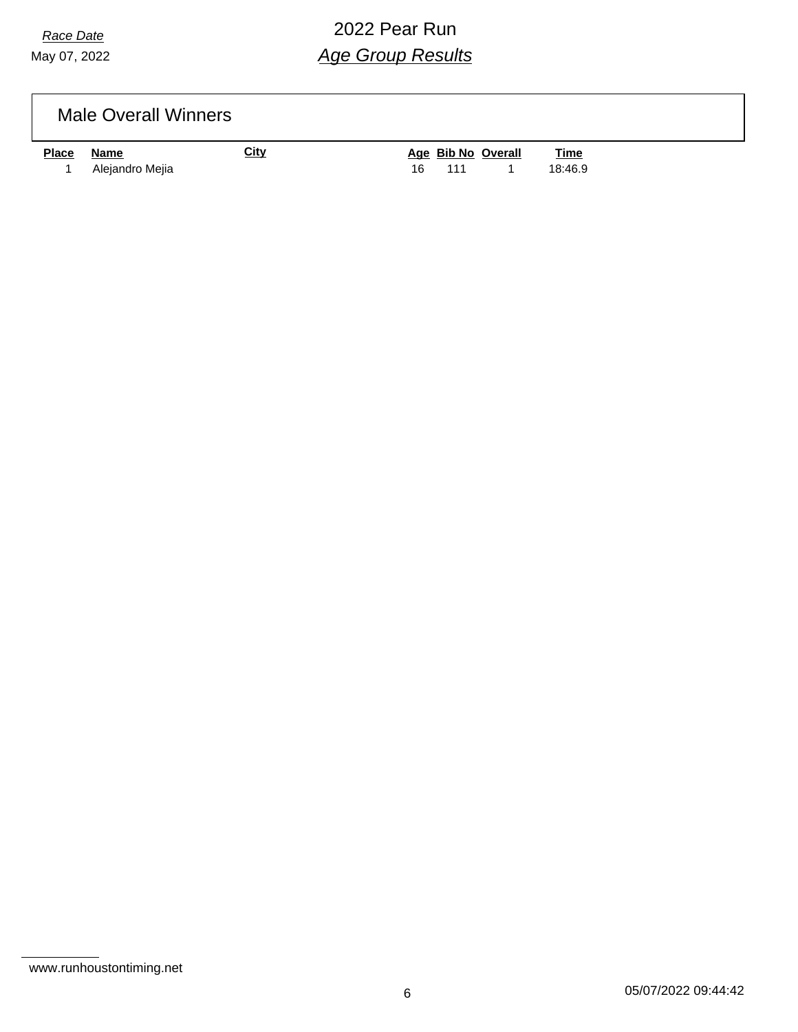## Male Overall Winners

| Place | Name | City | Age | Bib No | Overall | Time |
|---|---|---|---|---|---|---|
| 1 | Alejandro Mejia | | 16 | 111 | 1 | 18:46.9 |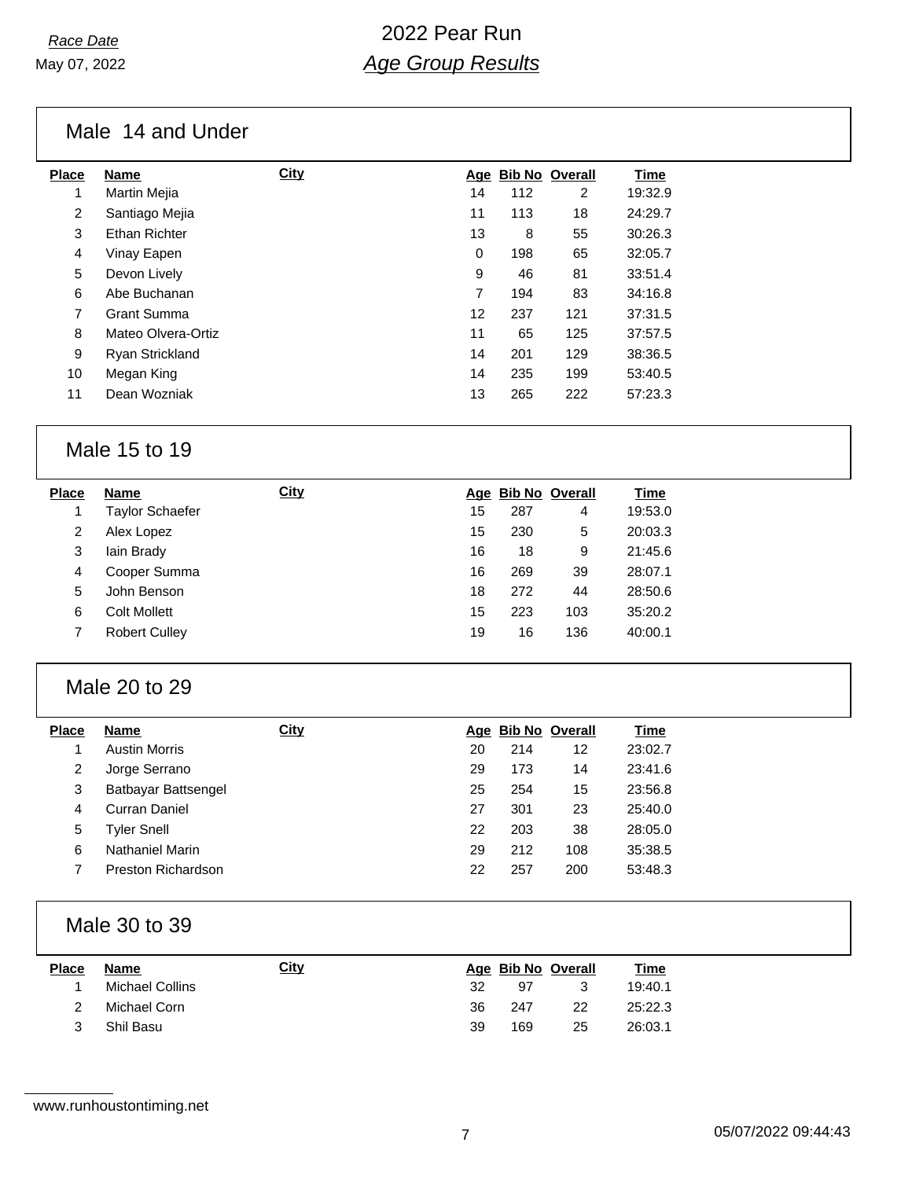*Race Date*
May 07, 2022

# 2022 Pear Run
## *Age Group Results*

### Male 14 and Under

| Place | Name | City | Age | Bib No | Overall | Time |
|---|---|---|---|---|---|---|
| 1 | Martin Mejia | | 14 | 112 | 2 | 19:32.9 |
| 2 | Santiago Mejia | | 11 | 113 | 18 | 24:29.7 |
| 3 | Ethan Richter | | 13 | 8 | 55 | 30:26.3 |
| 4 | Vinay Eapen | | 0 | 198 | 65 | 32:05.7 |
| 5 | Devon Lively | | 9 | 46 | 81 | 33:51.4 |
| 6 | Abe Buchanan | | 7 | 194 | 83 | 34:16.8 |
| 7 | Grant Summa | | 12 | 237 | 121 | 37:31.5 |
| 8 | Mateo Olvera-Ortiz | | 11 | 65 | 125 | 37:57.5 |
| 9 | Ryan Strickland | | 14 | 201 | 129 | 38:36.5 |
| 10 | Megan King | | 14 | 235 | 199 | 53:40.5 |
| 11 | Dean Wozniak | | 13 | 265 | 222 | 57:23.3 |

### Male 15 to 19

| Place | Name | City | Age | Bib No | Overall | Time |
|---|---|---|---|---|---|---|
| 1 | Taylor Schaefer | | 15 | 287 | 4 | 19:53.0 |
| 2 | Alex Lopez | | 15 | 230 | 5 | 20:03.3 |
| 3 | Iain Brady | | 16 | 18 | 9 | 21:45.6 |
| 4 | Cooper Summa | | 16 | 269 | 39 | 28:07.1 |
| 5 | John Benson | | 18 | 272 | 44 | 28:50.6 |
| 6 | Colt Mollett | | 15 | 223 | 103 | 35:20.2 |
| 7 | Robert Culley | | 19 | 16 | 136 | 40:00.1 |

### Male 20 to 29

| Place | Name | City | Age | Bib No | Overall | Time |
|---|---|---|---|---|---|---|
| 1 | Austin Morris | | 20 | 214 | 12 | 23:02.7 |
| 2 | Jorge Serrano | | 29 | 173 | 14 | 23:41.6 |
| 3 | Batbayar Battsengel | | 25 | 254 | 15 | 23:56.8 |
| 4 | Curran Daniel | | 27 | 301 | 23 | 25:40.0 |
| 5 | Tyler Snell | | 22 | 203 | 38 | 28:05.0 |
| 6 | Nathaniel Marin | | 29 | 212 | 108 | 35:38.5 |
| 7 | Preston Richardson | | 22 | 257 | 200 | 53:48.3 |

### Male 30 to 39

| Place | Name | City | Age | Bib No | Overall | Time |
|---|---|---|---|---|---|---|
| 1 | Michael Collins | | 32 | 97 | 3 | 19:40.1 |
| 2 | Michael Corn | | 36 | 247 | 22 | 25:22.3 |
| 3 | Shil Basu | | 39 | 169 | 25 | 26:03.1 |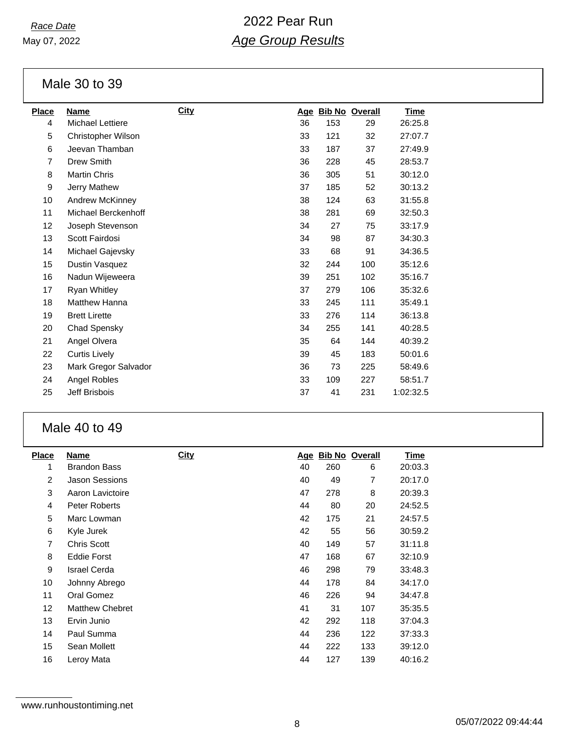## Male 30 to 39

| Place | Name | City | Age | Bib No | Overall | Time |
|---|---|---|---|---|---|---|
| 4 | Michael Lettiere | | 36 | 153 | 29 | 26:25.8 |
| 5 | Christopher Wilson | | 33 | 121 | 32 | 27:07.7 |
| 6 | Jeevan Thamban | | 33 | 187 | 37 | 27:49.9 |
| 7 | Drew Smith | | 36 | 228 | 45 | 28:53.7 |
| 8 | Martin Chris | | 36 | 305 | 51 | 30:12.0 |
| 9 | Jerry Mathew | | 37 | 185 | 52 | 30:13.2 |
| 10 | Andrew McKinney | | 38 | 124 | 63 | 31:55.8 |
| 11 | Michael Berckenhoff | | 38 | 281 | 69 | 32:50.3 |
| 12 | Joseph Stevenson | | 34 | 27 | 75 | 33:17.9 |
| 13 | Scott Fairdosi | | 34 | 98 | 87 | 34:30.3 |
| 14 | Michael Gajevsky | | 33 | 68 | 91 | 34:36.5 |
| 15 | Dustin Vasquez | | 32 | 244 | 100 | 35:12.6 |
| 16 | Nadun Wijeweera | | 39 | 251 | 102 | 35:16.7 |
| 17 | Ryan Whitley | | 37 | 279 | 106 | 35:32.6 |
| 18 | Matthew Hanna | | 33 | 245 | 111 | 35:49.1 |
| 19 | Brett Lirette | | 33 | 276 | 114 | 36:13.8 |
| 20 | Chad Spensky | | 34 | 255 | 141 | 40:28.5 |
| 21 | Angel Olvera | | 35 | 64 | 144 | 40:39.2 |
| 22 | Curtis Lively | | 39 | 45 | 183 | 50:01.6 |
| 23 | Mark Gregor Salvador | | 36 | 73 | 225 | 58:49.6 |
| 24 | Angel Robles | | 33 | 109 | 227 | 58:51.7 |
| 25 | Jeff Brisbois | | 37 | 41 | 231 | 1:02:32.5 |

## Male 40 to 49

| Place | Name | City | Age | Bib No | Overall | Time |
|---|---|---|---|---|---|---|
| 1 | Brandon Bass | | 40 | 260 | 6 | 20:03.3 |
| 2 | Jason Sessions | | 40 | 49 | 7 | 20:17.0 |
| 3 | Aaron Lavictoire | | 47 | 278 | 8 | 20:39.3 |
| 4 | Peter Roberts | | 44 | 80 | 20 | 24:52.5 |
| 5 | Marc Lowman | | 42 | 175 | 21 | 24:57.5 |
| 6 | Kyle Jurek | | 42 | 55 | 56 | 30:59.2 |
| 7 | Chris Scott | | 40 | 149 | 57 | 31:11.8 |
| 8 | Eddie Forst | | 47 | 168 | 67 | 32:10.9 |
| 9 | Israel Cerda | | 46 | 298 | 79 | 33:48.3 |
| 10 | Johnny Abrego | | 44 | 178 | 84 | 34:17.0 |
| 11 | Oral Gomez | | 46 | 226 | 94 | 34:47.8 |
| 12 | Matthew Chebret | | 41 | 31 | 107 | 35:35.5 |
| 13 | Ervin Junio | | 42 | 292 | 118 | 37:04.3 |
| 14 | Paul Summa | | 44 | 236 | 122 | 37:33.3 |
| 15 | Sean Mollett | | 44 | 222 | 133 | 39:12.0 |
| 16 | Leroy Mata | | 44 | 127 | 139 | 40:16.2 |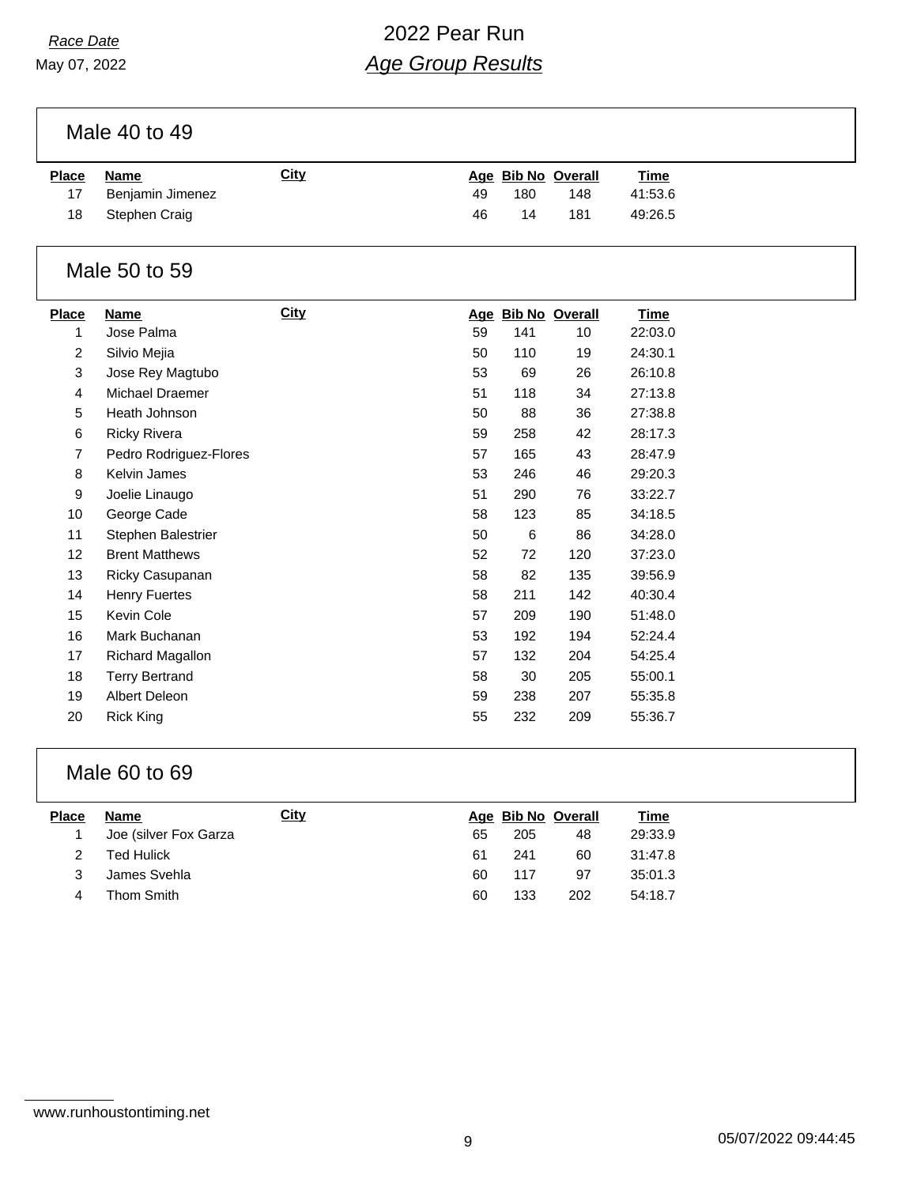## Male 40 to 49

| Place | Name | City | Age | Bib No | Overall | Time |
|---|---|---|---|---|---|---|
| 17 | Benjamin Jimenez | | 49 | 180 | 148 | 41:53.6 |
| 18 | Stephen Craig | | 46 | 14 | 181 | 49:26.5 |

## Male 50 to 59

| Place | Name | City | Age | Bib No | Overall | Time |
|---|---|---|---|---|---|---|
| 1 | Jose Palma | | 59 | 141 | 10 | 22:03.0 |
| 2 | Silvio Mejia | | 50 | 110 | 19 | 24:30.1 |
| 3 | Jose Rey Magtubo | | 53 | 69 | 26 | 26:10.8 |
| 4 | Michael Draemer | | 51 | 118 | 34 | 27:13.8 |
| 5 | Heath Johnson | | 50 | 88 | 36 | 27:38.8 |
| 6 | Ricky Rivera | | 59 | 258 | 42 | 28:17.3 |
| 7 | Pedro Rodriguez-Flores | | 57 | 165 | 43 | 28:47.9 |
| 8 | Kelvin James | | 53 | 246 | 46 | 29:20.3 |
| 9 | Joelie Linaugo | | 51 | 290 | 76 | 33:22.7 |
| 10 | George Cade | | 58 | 123 | 85 | 34:18.5 |
| 11 | Stephen Balestrier | | 50 | 6 | 86 | 34:28.0 |
| 12 | Brent Matthews | | 52 | 72 | 120 | 37:23.0 |
| 13 | Ricky Casupanan | | 58 | 82 | 135 | 39:56.9 |
| 14 | Henry Fuertes | | 58 | 211 | 142 | 40:30.4 |
| 15 | Kevin Cole | | 57 | 209 | 190 | 51:48.0 |
| 16 | Mark Buchanan | | 53 | 192 | 194 | 52:24.4 |
| 17 | Richard Magallon | | 57 | 132 | 204 | 54:25.4 |
| 18 | Terry Bertrand | | 58 | 30 | 205 | 55:00.1 |
| 19 | Albert Deleon | | 59 | 238 | 207 | 55:35.8 |
| 20 | Rick King | | 55 | 232 | 209 | 55:36.7 |

## Male 60 to 69

| Place | Name | City | Age | Bib No | Overall | Time |
|---|---|---|---|---|---|---|
| 1 | Joe (silver Fox Garza | | 65 | 205 | 48 | 29:33.9 |
| 2 | Ted Hulick | | 61 | 241 | 60 | 31:47.8 |
| 3 | James Svehla | | 60 | 117 | 97 | 35:01.3 |
| 4 | Thom Smith | | 60 | 133 | 202 | 54:18.7 |